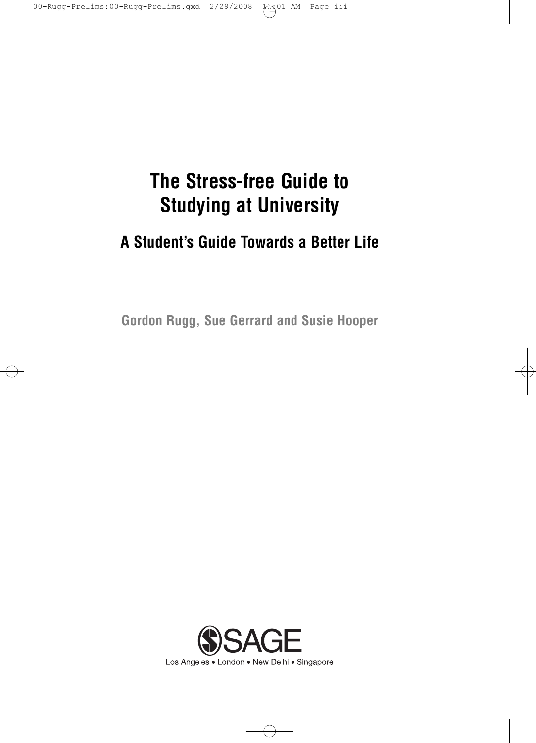# The Stress-free Guide to Studying at University

## A Student's Guide Towards a Better Life

Gordon Rugg, Sue Gerrard and Susie Hooper

SAGE

Los Angeles • London • New Delhi • Singapore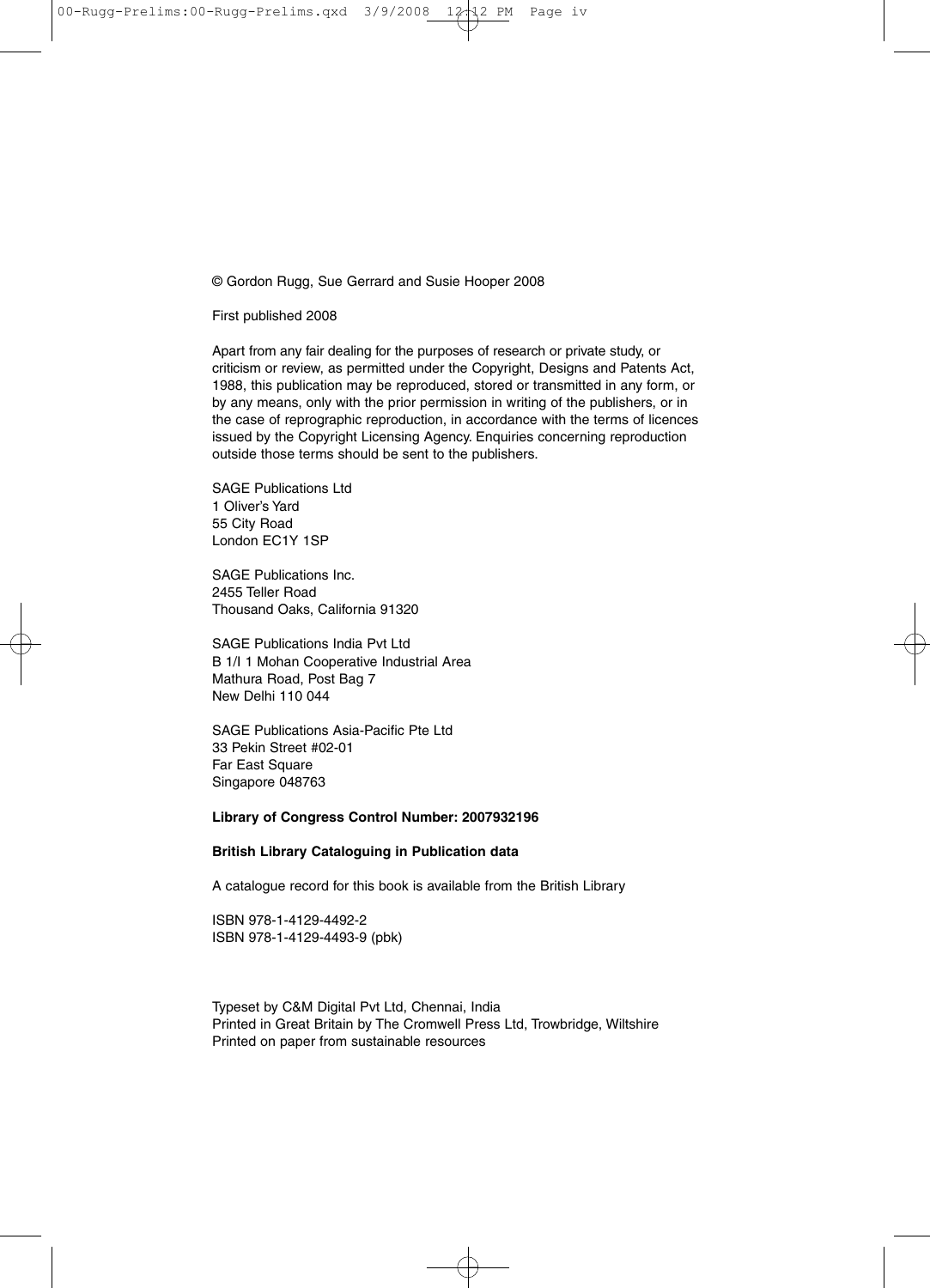© Gordon Rugg, Sue Gerrard and Susie Hooper 2008

First published 2008

Apart from any fair dealing for the purposes of research or private study, or criticism or review, as permitted under the Copyright, Designs and Patents Act, 1988, this publication may be reproduced, stored or transmitted in any form, or by any means, only with the prior permission in writing of the publishers, or in the case of reprographic reproduction, in accordance with the terms of licences issued by the Copyright Licensing Agency. Enquiries concerning reproduction outside those terms should be sent to the publishers.

SAGE Publications Ltd
1 Oliver's Yard
55 City Road
London EC1Y 1SP

SAGE Publications Inc.
2455 Teller Road
Thousand Oaks, California 91320

SAGE Publications India Pvt Ltd
B 1/I 1 Mohan Cooperative Industrial Area
Mathura Road, Post Bag 7
New Delhi 110 044

SAGE Publications Asia-Pacific Pte Ltd
33 Pekin Street #02-01
Far East Square
Singapore 048763

**Library of Congress Control Number: 2007932196**

**British Library Cataloguing in Publication data**

A catalogue record for this book is available from the British Library

ISBN 978-1-4129-4492-2
ISBN 978-1-4129-4493-9 (pbk)

Typeset by C&M Digital Pvt Ltd, Chennai, India
Printed in Great Britain by The Cromwell Press Ltd, Trowbridge, Wiltshire
Printed on paper from sustainable resources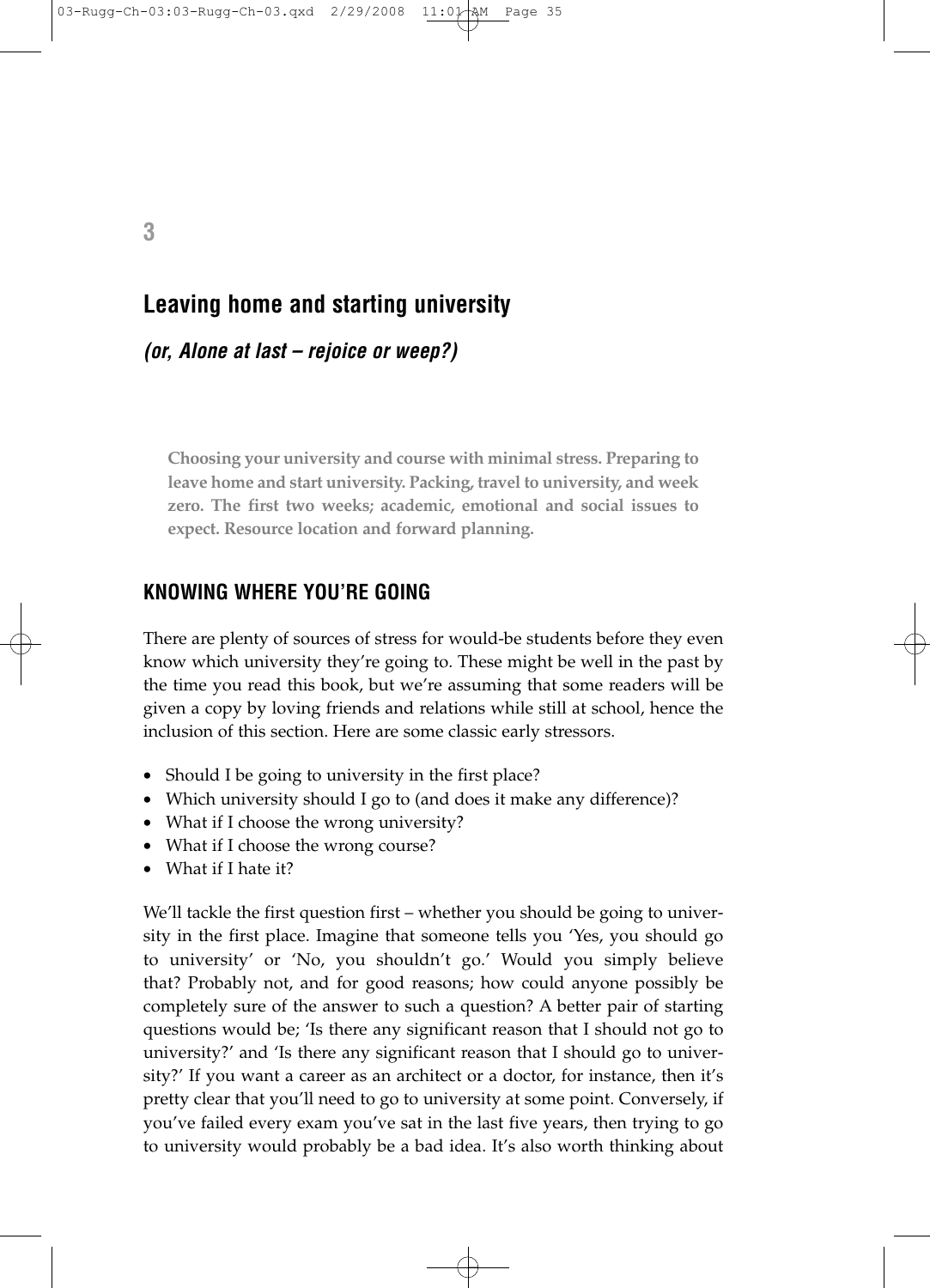# 3

## Leaving home and starting university

### *(or, Alone at last – rejoice or weep?)*

**Choosing your university and course with minimal stress. Preparing to leave home and start university. Packing, travel to university, and week zero. The first two weeks; academic, emotional and social issues to expect. Resource location and forward planning.**

## KNOWING WHERE YOU'RE GOING

There are plenty of sources of stress for would-be students before they even know which university they're going to. These might be well in the past by the time you read this book, but we're assuming that some readers will be given a copy by loving friends and relations while still at school, hence the inclusion of this section. Here are some classic early stressors.

- Should I be going to university in the first place?
- Which university should I go to (and does it make any difference)?
- What if I choose the wrong university?
- What if I choose the wrong course?
- What if I hate it?

We'll tackle the first question first – whether you should be going to university in the first place. Imagine that someone tells you 'Yes, you should go to university' or 'No, you shouldn't go.' Would you simply believe that? Probably not, and for good reasons; how could anyone possibly be completely sure of the answer to such a question? A better pair of starting questions would be; 'Is there any significant reason that I should not go to university?' and 'Is there any significant reason that I should go to university?' If you want a career as an architect or a doctor, for instance, then it's pretty clear that you'll need to go to university at some point. Conversely, if you've failed every exam you've sat in the last five years, then trying to go to university would probably be a bad idea. It's also worth thinking about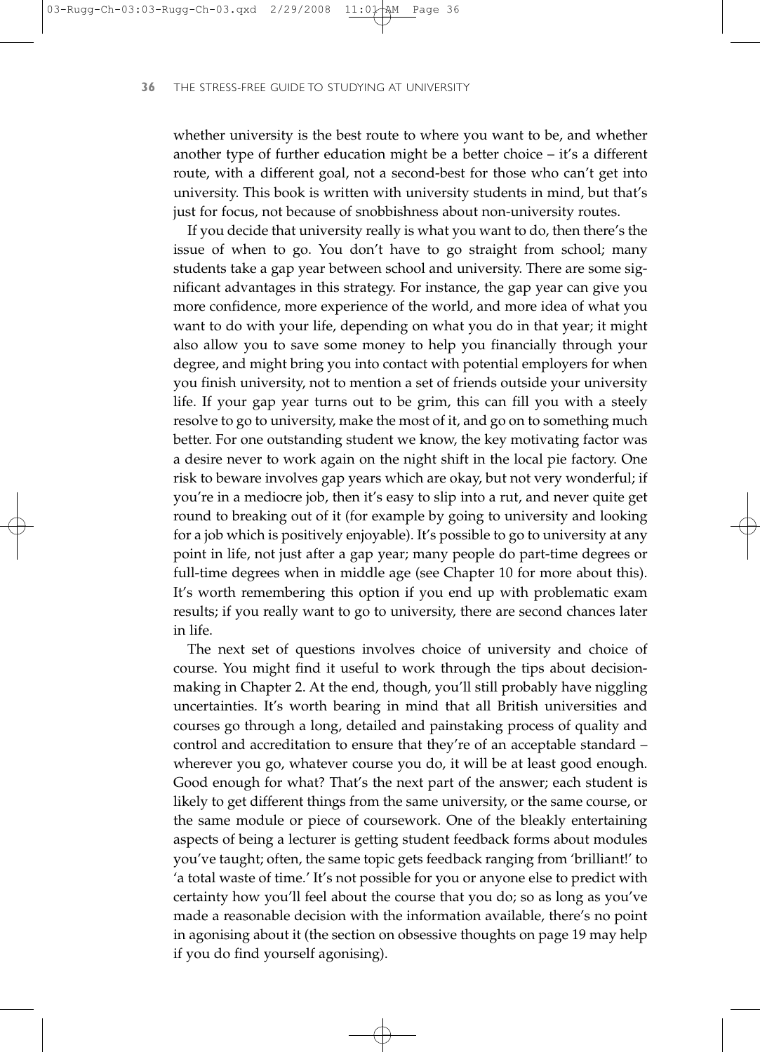whether university is the best route to where you want to be, and whether another type of further education might be a better choice – it's a different route, with a different goal, not a second-best for those who can't get into university. This book is written with university students in mind, but that's just for focus, not because of snobbishness about non-university routes.

If you decide that university really is what you want to do, then there's the issue of when to go. You don't have to go straight from school; many students take a gap year between school and university. There are some significant advantages in this strategy. For instance, the gap year can give you more confidence, more experience of the world, and more idea of what you want to do with your life, depending on what you do in that year; it might also allow you to save some money to help you financially through your degree, and might bring you into contact with potential employers for when you finish university, not to mention a set of friends outside your university life. If your gap year turns out to be grim, this can fill you with a steely resolve to go to university, make the most of it, and go on to something much better. For one outstanding student we know, the key motivating factor was a desire never to work again on the night shift in the local pie factory. One risk to beware involves gap years which are okay, but not very wonderful; if you're in a mediocre job, then it's easy to slip into a rut, and never quite get round to breaking out of it (for example by going to university and looking for a job which is positively enjoyable). It's possible to go to university at any point in life, not just after a gap year; many people do part-time degrees or full-time degrees when in middle age (see Chapter 10 for more about this). It's worth remembering this option if you end up with problematic exam results; if you really want to go to university, there are second chances later in life.

The next set of questions involves choice of university and choice of course. You might find it useful to work through the tips about decision-making in Chapter 2. At the end, though, you'll still probably have niggling uncertainties. It's worth bearing in mind that all British universities and courses go through a long, detailed and painstaking process of quality and control and accreditation to ensure that they're of an acceptable standard – wherever you go, whatever course you do, it will be at least good enough. Good enough for what? That's the next part of the answer; each student is likely to get different things from the same university, or the same course, or the same module or piece of coursework. One of the bleakly entertaining aspects of being a lecturer is getting student feedback forms about modules you've taught; often, the same topic gets feedback ranging from 'brilliant!' to 'a total waste of time.' It's not possible for you or anyone else to predict with certainty how you'll feel about the course that you do; so as long as you've made a reasonable decision with the information available, there's no point in agonising about it (the section on obsessive thoughts on page 19 may help if you do find yourself agonising).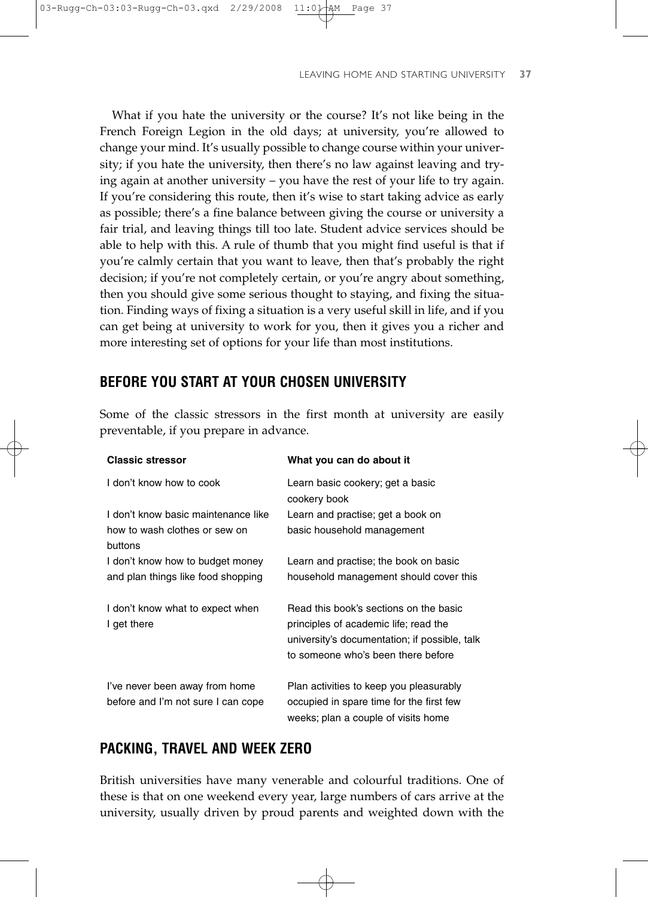What if you hate the university or the course? It's not like being in the French Foreign Legion in the old days; at university, you're allowed to change your mind. It's usually possible to change course within your university; if you hate the university, then there's no law against leaving and trying again at another university – you have the rest of your life to try again. If you're considering this route, then it's wise to start taking advice as early as possible; there's a fine balance between giving the course or university a fair trial, and leaving things till too late. Student advice services should be able to help with this. A rule of thumb that you might find useful is that if you're calmly certain that you want to leave, then that's probably the right decision; if you're not completely certain, or you're angry about something, then you should give some serious thought to staying, and fixing the situation. Finding ways of fixing a situation is a very useful skill in life, and if you can get being at university to work for you, then it gives you a richer and more interesting set of options for your life than most institutions.

## BEFORE YOU START AT YOUR CHOSEN UNIVERSITY

Some of the classic stressors in the first month at university are easily preventable, if you prepare in advance.

| Classic stressor | What you can do about it |
|---|---|
| I don't know how to cook | Learn basic cookery; get a basic cookery book |
| I don't know basic maintenance like how to wash clothes or sew on buttons | Learn and practise; get a book on basic household management |
| I don't know how to budget money and plan things like food shopping | Learn and practise; the book on basic household management should cover this |
| I don't know what to expect when I get there | Read this book's sections on the basic principles of academic life; read the university's documentation; if possible, talk to someone who's been there before |
| I've never been away from home before and I'm not sure I can cope | Plan activities to keep you pleasurably occupied in spare time for the first few weeks; plan a couple of visits home |

## PACKING, TRAVEL AND WEEK ZERO

British universities have many venerable and colourful traditions. One of these is that on one weekend every year, large numbers of cars arrive at the university, usually driven by proud parents and weighted down with the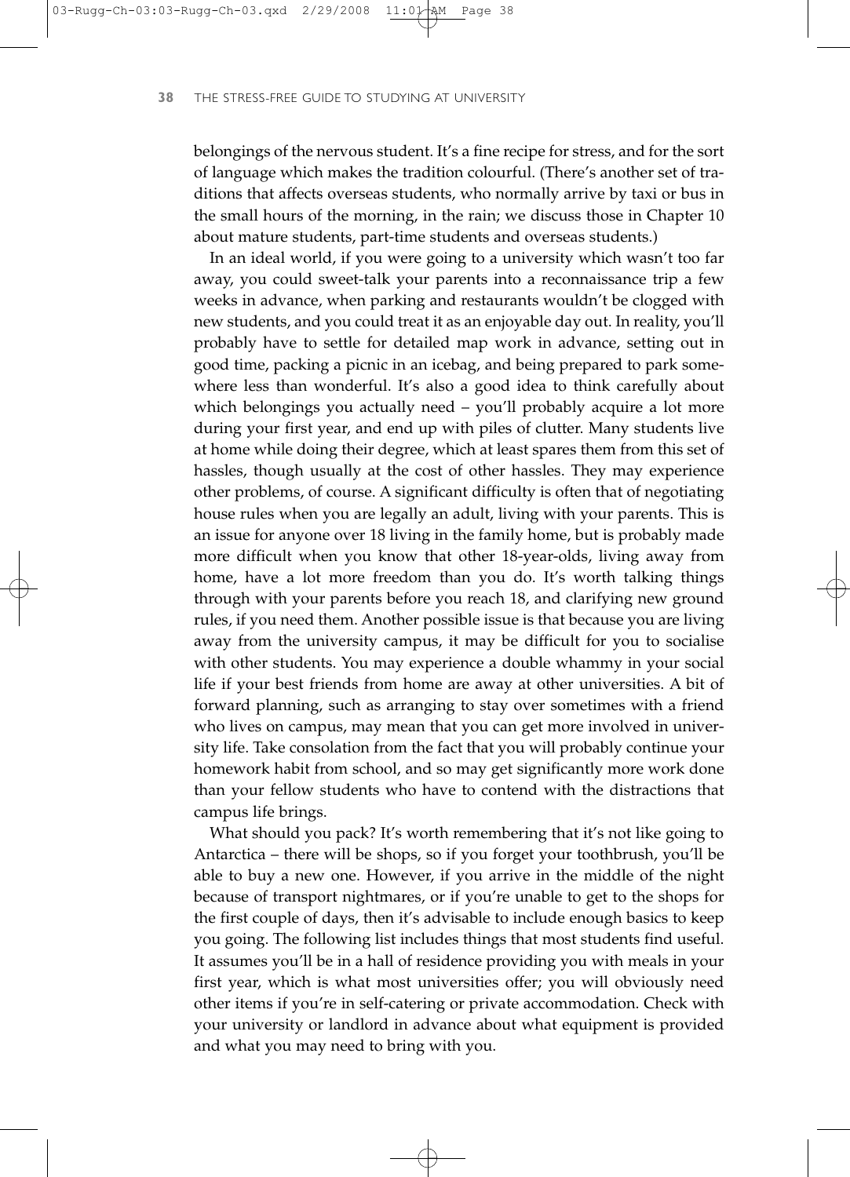belongings of the nervous student. It's a fine recipe for stress, and for the sort of language which makes the tradition colourful. (There's another set of traditions that affects overseas students, who normally arrive by taxi or bus in the small hours of the morning, in the rain; we discuss those in Chapter 10 about mature students, part-time students and overseas students.)

In an ideal world, if you were going to a university which wasn't too far away, you could sweet-talk your parents into a reconnaissance trip a few weeks in advance, when parking and restaurants wouldn't be clogged with new students, and you could treat it as an enjoyable day out. In reality, you'll probably have to settle for detailed map work in advance, setting out in good time, packing a picnic in an icebag, and being prepared to park somewhere less than wonderful. It's also a good idea to think carefully about which belongings you actually need – you'll probably acquire a lot more during your first year, and end up with piles of clutter. Many students live at home while doing their degree, which at least spares them from this set of hassles, though usually at the cost of other hassles. They may experience other problems, of course. A significant difficulty is often that of negotiating house rules when you are legally an adult, living with your parents. This is an issue for anyone over 18 living in the family home, but is probably made more difficult when you know that other 18-year-olds, living away from home, have a lot more freedom than you do. It's worth talking things through with your parents before you reach 18, and clarifying new ground rules, if you need them. Another possible issue is that because you are living away from the university campus, it may be difficult for you to socialise with other students. You may experience a double whammy in your social life if your best friends from home are away at other universities. A bit of forward planning, such as arranging to stay over sometimes with a friend who lives on campus, may mean that you can get more involved in university life. Take consolation from the fact that you will probably continue your homework habit from school, and so may get significantly more work done than your fellow students who have to contend with the distractions that campus life brings.

What should you pack? It's worth remembering that it's not like going to Antarctica – there will be shops, so if you forget your toothbrush, you'll be able to buy a new one. However, if you arrive in the middle of the night because of transport nightmares, or if you're unable to get to the shops for the first couple of days, then it's advisable to include enough basics to keep you going. The following list includes things that most students find useful. It assumes you'll be in a hall of residence providing you with meals in your first year, which is what most universities offer; you will obviously need other items if you're in self-catering or private accommodation. Check with your university or landlord in advance about what equipment is provided and what you may need to bring with you.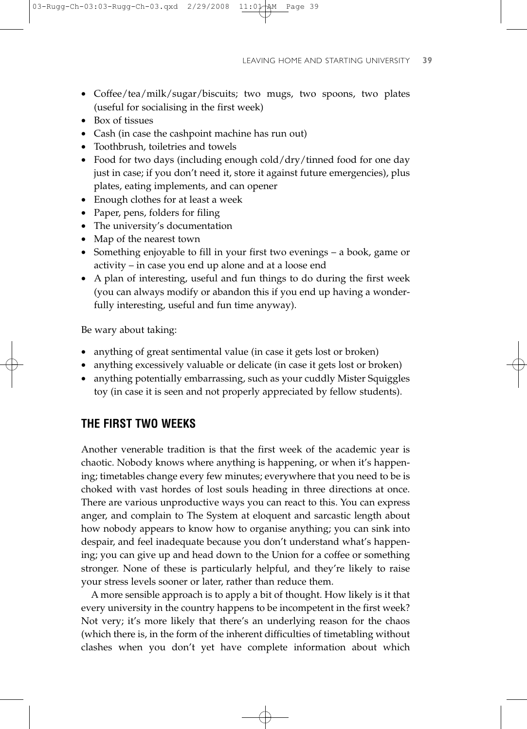- Coffee/tea/milk/sugar/biscuits; two mugs, two spoons, two plates (useful for socialising in the first week)
- Box of tissues
- Cash (in case the cashpoint machine has run out)
- Toothbrush, toiletries and towels
- Food for two days (including enough cold/dry/tinned food for one day just in case; if you don't need it, store it against future emergencies), plus plates, eating implements, and can opener
- Enough clothes for at least a week
- Paper, pens, folders for filing
- The university's documentation
- Map of the nearest town
- Something enjoyable to fill in your first two evenings – a book, game or activity – in case you end up alone and at a loose end
- A plan of interesting, useful and fun things to do during the first week (you can always modify or abandon this if you end up having a wonderfully interesting, useful and fun time anyway).

Be wary about taking:

- anything of great sentimental value (in case it gets lost or broken)
- anything excessively valuable or delicate (in case it gets lost or broken)
- anything potentially embarrassing, such as your cuddly Mister Squiggles toy (in case it is seen and not properly appreciated by fellow students).

## THE FIRST TWO WEEKS

Another venerable tradition is that the first week of the academic year is chaotic. Nobody knows where anything is happening, or when it's happening; timetables change every few minutes; everywhere that you need to be is choked with vast hordes of lost souls heading in three directions at once. There are various unproductive ways you can react to this. You can express anger, and complain to The System at eloquent and sarcastic length about how nobody appears to know how to organise anything; you can sink into despair, and feel inadequate because you don't understand what's happening; you can give up and head down to the Union for a coffee or something stronger. None of these is particularly helpful, and they're likely to raise your stress levels sooner or later, rather than reduce them.

A more sensible approach is to apply a bit of thought. How likely is it that every university in the country happens to be incompetent in the first week? Not very; it's more likely that there's an underlying reason for the chaos (which there is, in the form of the inherent difficulties of timetabling without clashes when you don't yet have complete information about which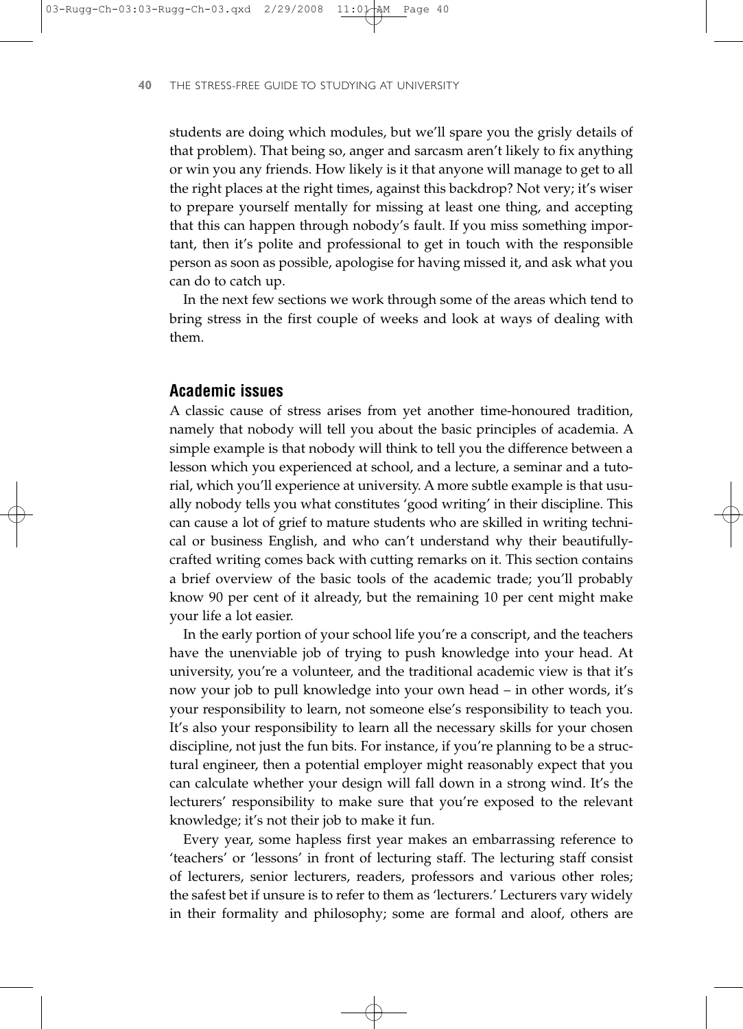students are doing which modules, but we'll spare you the grisly details of that problem). That being so, anger and sarcasm aren't likely to fix anything or win you any friends. How likely is it that anyone will manage to get to all the right places at the right times, against this backdrop? Not very; it's wiser to prepare yourself mentally for missing at least one thing, and accepting that this can happen through nobody's fault. If you miss something important, then it's polite and professional to get in touch with the responsible person as soon as possible, apologise for having missed it, and ask what you can do to catch up.

In the next few sections we work through some of the areas which tend to bring stress in the first couple of weeks and look at ways of dealing with them.

## Academic issues

A classic cause of stress arises from yet another time-honoured tradition, namely that nobody will tell you about the basic principles of academia. A simple example is that nobody will think to tell you the difference between a lesson which you experienced at school, and a lecture, a seminar and a tutorial, which you'll experience at university. A more subtle example is that usually nobody tells you what constitutes 'good writing' in their discipline. This can cause a lot of grief to mature students who are skilled in writing technical or business English, and who can't understand why their beautifully-crafted writing comes back with cutting remarks on it. This section contains a brief overview of the basic tools of the academic trade; you'll probably know 90 per cent of it already, but the remaining 10 per cent might make your life a lot easier.

In the early portion of your school life you're a conscript, and the teachers have the unenviable job of trying to push knowledge into your head. At university, you're a volunteer, and the traditional academic view is that it's now your job to pull knowledge into your own head – in other words, it's your responsibility to learn, not someone else's responsibility to teach you. It's also your responsibility to learn all the necessary skills for your chosen discipline, not just the fun bits. For instance, if you're planning to be a structural engineer, then a potential employer might reasonably expect that you can calculate whether your design will fall down in a strong wind. It's the lecturers' responsibility to make sure that you're exposed to the relevant knowledge; it's not their job to make it fun.

Every year, some hapless first year makes an embarrassing reference to 'teachers' or 'lessons' in front of lecturing staff. The lecturing staff consist of lecturers, senior lecturers, readers, professors and various other roles; the safest bet if unsure is to refer to them as 'lecturers.' Lecturers vary widely in their formality and philosophy; some are formal and aloof, others are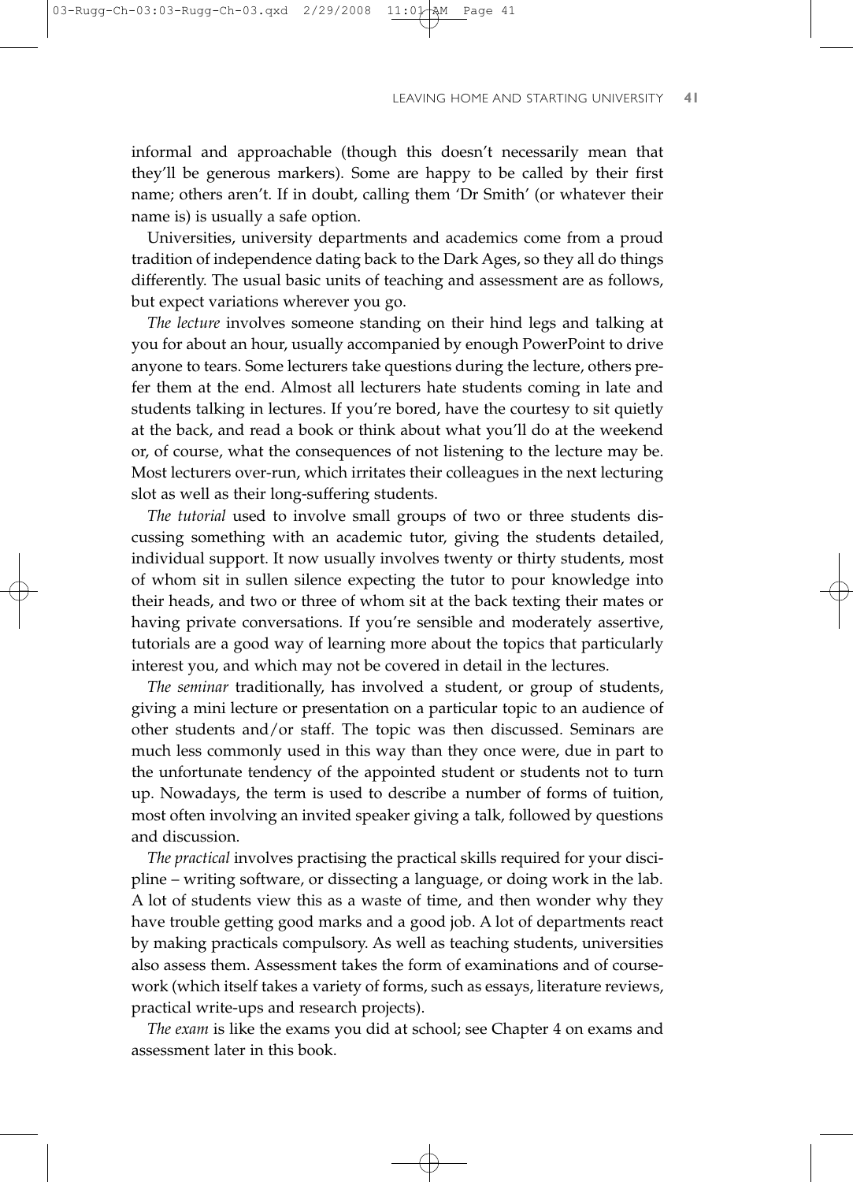informal and approachable (though this doesn't necessarily mean that they'll be generous markers). Some are happy to be called by their first name; others aren't. If in doubt, calling them 'Dr Smith' (or whatever their name is) is usually a safe option.

Universities, university departments and academics come from a proud tradition of independence dating back to the Dark Ages, so they all do things differently. The usual basic units of teaching and assessment are as follows, but expect variations wherever you go.

*The lecture* involves someone standing on their hind legs and talking at you for about an hour, usually accompanied by enough PowerPoint to drive anyone to tears. Some lecturers take questions during the lecture, others prefer them at the end. Almost all lecturers hate students coming in late and students talking in lectures. If you're bored, have the courtesy to sit quietly at the back, and read a book or think about what you'll do at the weekend or, of course, what the consequences of not listening to the lecture may be. Most lecturers over-run, which irritates their colleagues in the next lecturing slot as well as their long-suffering students.

*The tutorial* used to involve small groups of two or three students discussing something with an academic tutor, giving the students detailed, individual support. It now usually involves twenty or thirty students, most of whom sit in sullen silence expecting the tutor to pour knowledge into their heads, and two or three of whom sit at the back texting their mates or having private conversations. If you're sensible and moderately assertive, tutorials are a good way of learning more about the topics that particularly interest you, and which may not be covered in detail in the lectures.

*The seminar* traditionally, has involved a student, or group of students, giving a mini lecture or presentation on a particular topic to an audience of other students and/or staff. The topic was then discussed. Seminars are much less commonly used in this way than they once were, due in part to the unfortunate tendency of the appointed student or students not to turn up. Nowadays, the term is used to describe a number of forms of tuition, most often involving an invited speaker giving a talk, followed by questions and discussion.

*The practical* involves practising the practical skills required for your discipline – writing software, or dissecting a language, or doing work in the lab. A lot of students view this as a waste of time, and then wonder why they have trouble getting good marks and a good job. A lot of departments react by making practicals compulsory. As well as teaching students, universities also assess them. Assessment takes the form of examinations and of coursework (which itself takes a variety of forms, such as essays, literature reviews, practical write-ups and research projects).

*The exam* is like the exams you did at school; see Chapter 4 on exams and assessment later in this book.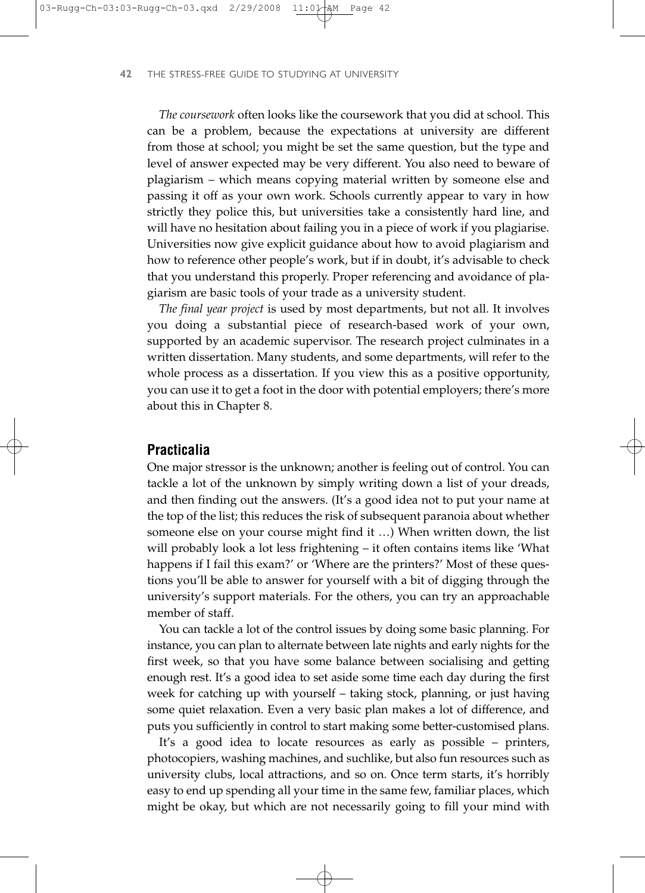*The coursework* often looks like the coursework that you did at school. This can be a problem, because the expectations at university are different from those at school; you might be set the same question, but the type and level of answer expected may be very different. You also need to beware of plagiarism – which means copying material written by someone else and passing it off as your own work. Schools currently appear to vary in how strictly they police this, but universities take a consistently hard line, and will have no hesitation about failing you in a piece of work if you plagiarise. Universities now give explicit guidance about how to avoid plagiarism and how to reference other people's work, but if in doubt, it's advisable to check that you understand this properly. Proper referencing and avoidance of plagiarism are basic tools of your trade as a university student.

*The final year project* is used by most departments, but not all. It involves you doing a substantial piece of research-based work of your own, supported by an academic supervisor. The research project culminates in a written dissertation. Many students, and some departments, will refer to the whole process as a dissertation. If you view this as a positive opportunity, you can use it to get a foot in the door with potential employers; there's more about this in Chapter 8.

## Practicalia

One major stressor is the unknown; another is feeling out of control. You can tackle a lot of the unknown by simply writing down a list of your dreads, and then finding out the answers. (It's a good idea not to put your name at the top of the list; this reduces the risk of subsequent paranoia about whether someone else on your course might find it …) When written down, the list will probably look a lot less frightening – it often contains items like 'What happens if I fail this exam?' or 'Where are the printers?' Most of these questions you'll be able to answer for yourself with a bit of digging through the university's support materials. For the others, you can try an approachable member of staff.

You can tackle a lot of the control issues by doing some basic planning. For instance, you can plan to alternate between late nights and early nights for the first week, so that you have some balance between socialising and getting enough rest. It's a good idea to set aside some time each day during the first week for catching up with yourself – taking stock, planning, or just having some quiet relaxation. Even a very basic plan makes a lot of difference, and puts you sufficiently in control to start making some better-customised plans.

It's a good idea to locate resources as early as possible – printers, photocopiers, washing machines, and suchlike, but also fun resources such as university clubs, local attractions, and so on. Once term starts, it's horribly easy to end up spending all your time in the same few, familiar places, which might be okay, but which are not necessarily going to fill your mind with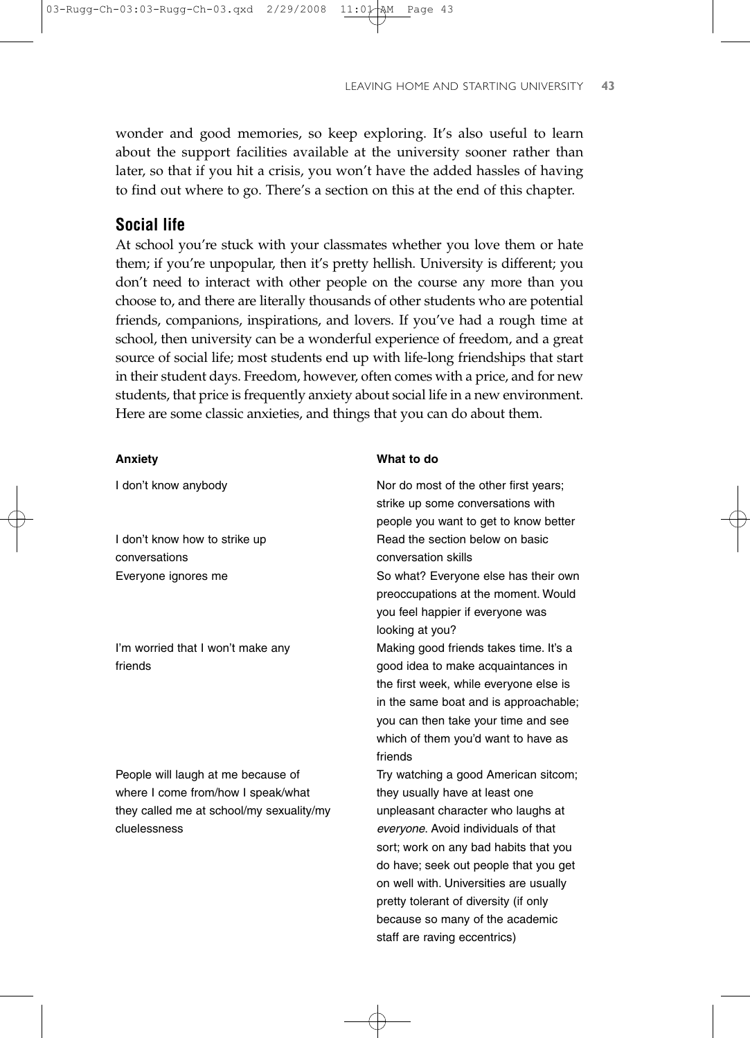wonder and good memories, so keep exploring. It's also useful to learn about the support facilities available at the university sooner rather than later, so that if you hit a crisis, you won't have the added hassles of having to find out where to go. There's a section on this at the end of this chapter.

## Social life

At school you're stuck with your classmates whether you love them or hate them; if you're unpopular, then it's pretty hellish. University is different; you don't need to interact with other people on the course any more than you choose to, and there are literally thousands of other students who are potential friends, companions, inspirations, and lovers. If you've had a rough time at school, then university can be a wonderful experience of freedom, and a great source of social life; most students end up with life-long friendships that start in their student days. Freedom, however, often comes with a price, and for new students, that price is frequently anxiety about social life in a new environment. Here are some classic anxieties, and things that you can do about them.

| Anxiety | What to do |
|---|---|
| I don't know anybody | Nor do most of the other first years; strike up some conversations with people you want to get to know better |
| I don't know how to strike up conversations | Read the section below on basic conversation skills |
| Everyone ignores me | So what? Everyone else has their own preoccupations at the moment. Would you feel happier if everyone was looking at you? |
| I'm worried that I won't make any friends | Making good friends takes time. It's a good idea to make acquaintances in the first week, while everyone else is in the same boat and is approachable; you can then take your time and see which of them you'd want to have as friends |
| People will laugh at me because of where I come from/how I speak/what they called me at school/my sexuality/my cluelessness | Try watching a good American sitcom; they usually have at least one unpleasant character who laughs at *everyone*. Avoid individuals of that sort; work on any bad habits that you do have; seek out people that you get on well with. Universities are usually pretty tolerant of diversity (if only because so many of the academic staff are raving eccentrics) |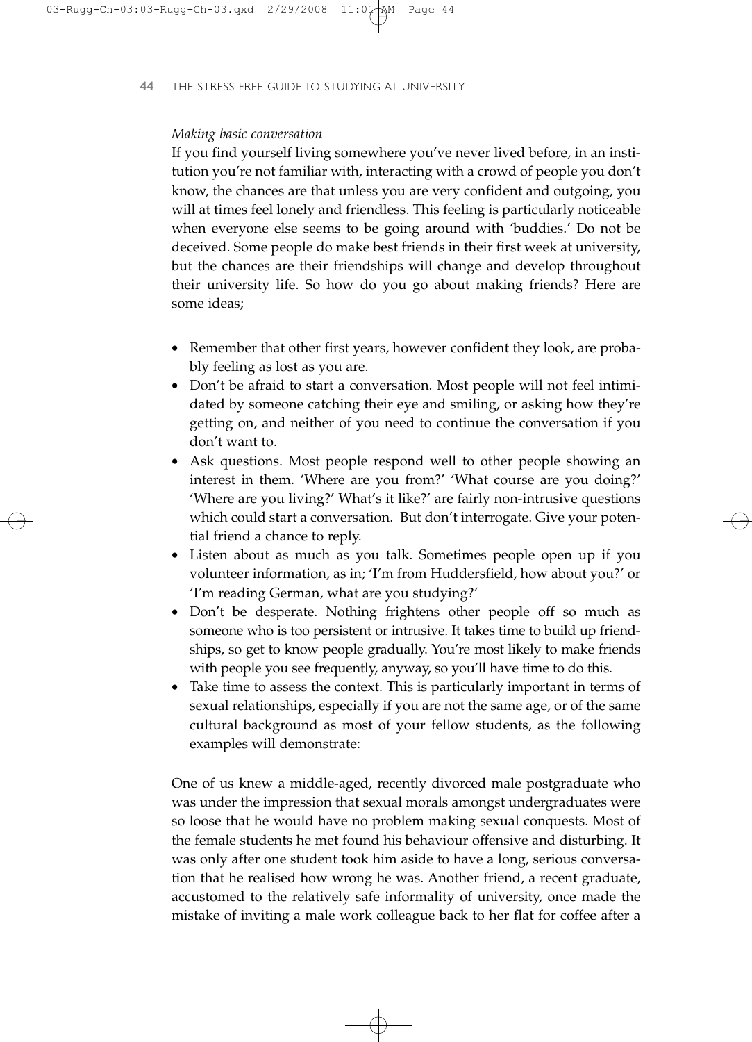*Making basic conversation*

If you find yourself living somewhere you've never lived before, in an institution you're not familiar with, interacting with a crowd of people you don't know, the chances are that unless you are very confident and outgoing, you will at times feel lonely and friendless. This feeling is particularly noticeable when everyone else seems to be going around with 'buddies.' Do not be deceived. Some people do make best friends in their first week at university, but the chances are their friendships will change and develop throughout their university life. So how do you go about making friends? Here are some ideas;

- Remember that other first years, however confident they look, are probably feeling as lost as you are.
- Don't be afraid to start a conversation. Most people will not feel intimidated by someone catching their eye and smiling, or asking how they're getting on, and neither of you need to continue the conversation if you don't want to.
- Ask questions. Most people respond well to other people showing an interest in them. 'Where are you from?' 'What course are you doing?' 'Where are you living?' What's it like?' are fairly non-intrusive questions which could start a conversation. But don't interrogate. Give your potential friend a chance to reply.
- Listen about as much as you talk. Sometimes people open up if you volunteer information, as in; 'I'm from Huddersfield, how about you?' or 'I'm reading German, what are you studying?'
- Don't be desperate. Nothing frightens other people off so much as someone who is too persistent or intrusive. It takes time to build up friendships, so get to know people gradually. You're most likely to make friends with people you see frequently, anyway, so you'll have time to do this.
- Take time to assess the context. This is particularly important in terms of sexual relationships, especially if you are not the same age, or of the same cultural background as most of your fellow students, as the following examples will demonstrate:

One of us knew a middle-aged, recently divorced male postgraduate who was under the impression that sexual morals amongst undergraduates were so loose that he would have no problem making sexual conquests. Most of the female students he met found his behaviour offensive and disturbing. It was only after one student took him aside to have a long, serious conversation that he realised how wrong he was. Another friend, a recent graduate, accustomed to the relatively safe informality of university, once made the mistake of inviting a male work colleague back to her flat for coffee after a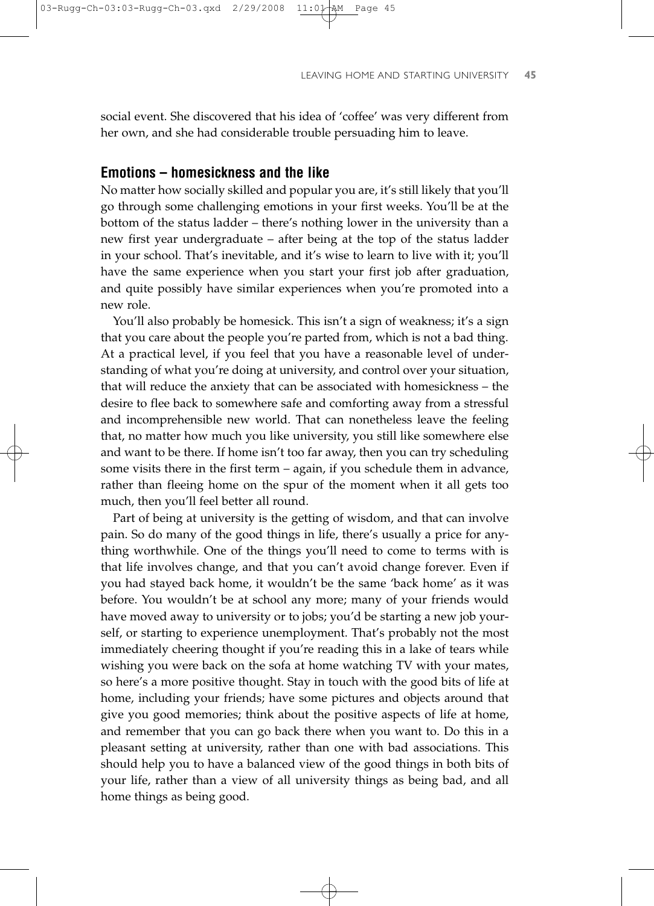social event. She discovered that his idea of 'coffee' was very different from her own, and she had considerable trouble persuading him to leave.

## Emotions – homesickness and the like

No matter how socially skilled and popular you are, it's still likely that you'll go through some challenging emotions in your first weeks. You'll be at the bottom of the status ladder – there's nothing lower in the university than a new first year undergraduate – after being at the top of the status ladder in your school. That's inevitable, and it's wise to learn to live with it; you'll have the same experience when you start your first job after graduation, and quite possibly have similar experiences when you're promoted into a new role.

You'll also probably be homesick. This isn't a sign of weakness; it's a sign that you care about the people you're parted from, which is not a bad thing. At a practical level, if you feel that you have a reasonable level of understanding of what you're doing at university, and control over your situation, that will reduce the anxiety that can be associated with homesickness – the desire to flee back to somewhere safe and comforting away from a stressful and incomprehensible new world. That can nonetheless leave the feeling that, no matter how much you like university, you still like somewhere else and want to be there. If home isn't too far away, then you can try scheduling some visits there in the first term – again, if you schedule them in advance, rather than fleeing home on the spur of the moment when it all gets too much, then you'll feel better all round.

Part of being at university is the getting of wisdom, and that can involve pain. So do many of the good things in life, there's usually a price for anything worthwhile. One of the things you'll need to come to terms with is that life involves change, and that you can't avoid change forever. Even if you had stayed back home, it wouldn't be the same 'back home' as it was before. You wouldn't be at school any more; many of your friends would have moved away to university or to jobs; you'd be starting a new job yourself, or starting to experience unemployment. That's probably not the most immediately cheering thought if you're reading this in a lake of tears while wishing you were back on the sofa at home watching TV with your mates, so here's a more positive thought. Stay in touch with the good bits of life at home, including your friends; have some pictures and objects around that give you good memories; think about the positive aspects of life at home, and remember that you can go back there when you want to. Do this in a pleasant setting at university, rather than one with bad associations. This should help you to have a balanced view of the good things in both bits of your life, rather than a view of all university things as being bad, and all home things as being good.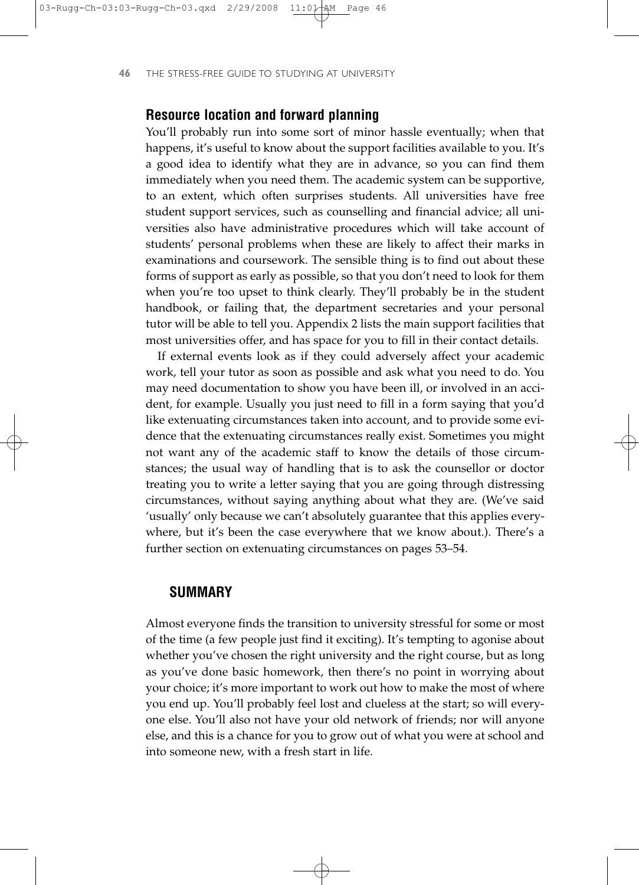### Resource location and forward planning

You'll probably run into some sort of minor hassle eventually; when that happens, it's useful to know about the support facilities available to you. It's a good idea to identify what they are in advance, so you can find them immediately when you need them. The academic system can be supportive, to an extent, which often surprises students. All universities have free student support services, such as counselling and financial advice; all universities also have administrative procedures which will take account of students' personal problems when these are likely to affect their marks in examinations and coursework. The sensible thing is to find out about these forms of support as early as possible, so that you don't need to look for them when you're too upset to think clearly. They'll probably be in the student handbook, or failing that, the department secretaries and your personal tutor will be able to tell you. Appendix 2 lists the main support facilities that most universities offer, and has space for you to fill in their contact details.

If external events look as if they could adversely affect your academic work, tell your tutor as soon as possible and ask what you need to do. You may need documentation to show you have been ill, or involved in an accident, for example. Usually you just need to fill in a form saying that you'd like extenuating circumstances taken into account, and to provide some evidence that the extenuating circumstances really exist. Sometimes you might not want any of the academic staff to know the details of those circumstances; the usual way of handling that is to ask the counsellor or doctor treating you to write a letter saying that you are going through distressing circumstances, without saying anything about what they are. (We've said 'usually' only because we can't absolutely guarantee that this applies everywhere, but it's been the case everywhere that we know about.). There's a further section on extenuating circumstances on pages 53–54.

## SUMMARY

Almost everyone finds the transition to university stressful for some or most of the time (a few people just find it exciting). It's tempting to agonise about whether you've chosen the right university and the right course, but as long as you've done basic homework, then there's no point in worrying about your choice; it's more important to work out how to make the most of where you end up. You'll probably feel lost and clueless at the start; so will everyone else. You'll also not have your old network of friends; nor will anyone else, and this is a chance for you to grow out of what you were at school and into someone new, with a fresh start in life.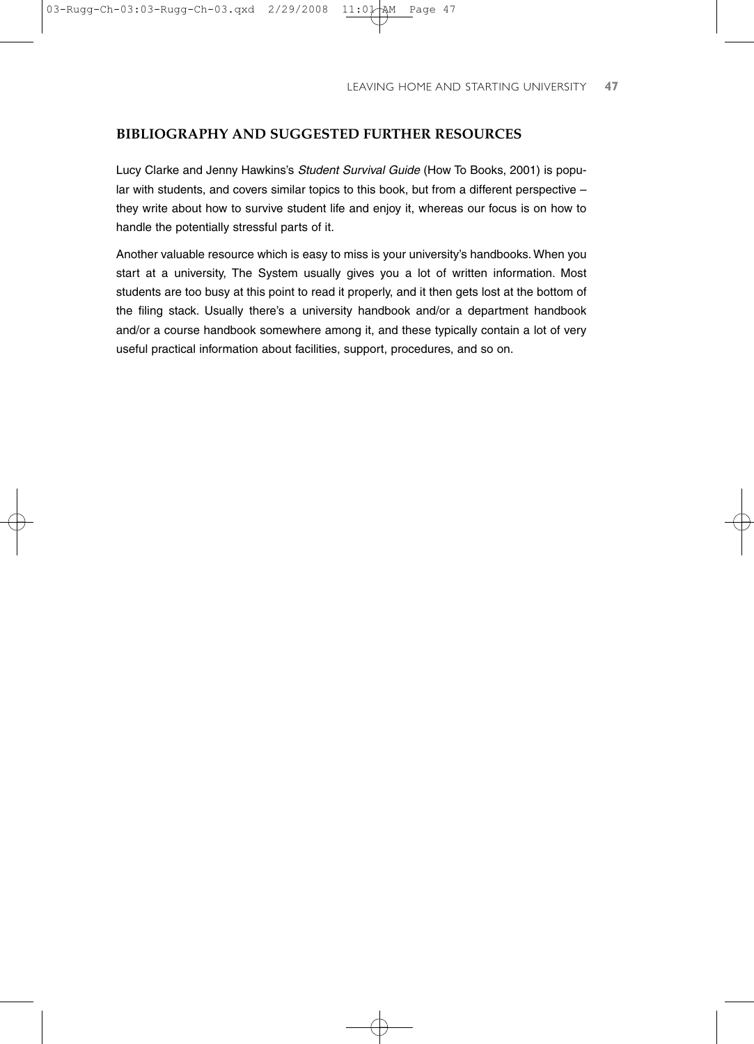## BIBLIOGRAPHY AND SUGGESTED FURTHER RESOURCES

Lucy Clarke and Jenny Hawkins's *Student Survival Guide* (How To Books, 2001) is popular with students, and covers similar topics to this book, but from a different perspective – they write about how to survive student life and enjoy it, whereas our focus is on how to handle the potentially stressful parts of it.

Another valuable resource which is easy to miss is your university's handbooks. When you start at a university, The System usually gives you a lot of written information. Most students are too busy at this point to read it properly, and it then gets lost at the bottom of the filing stack. Usually there's a university handbook and/or a department handbook and/or a course handbook somewhere among it, and these typically contain a lot of very useful practical information about facilities, support, procedures, and so on.